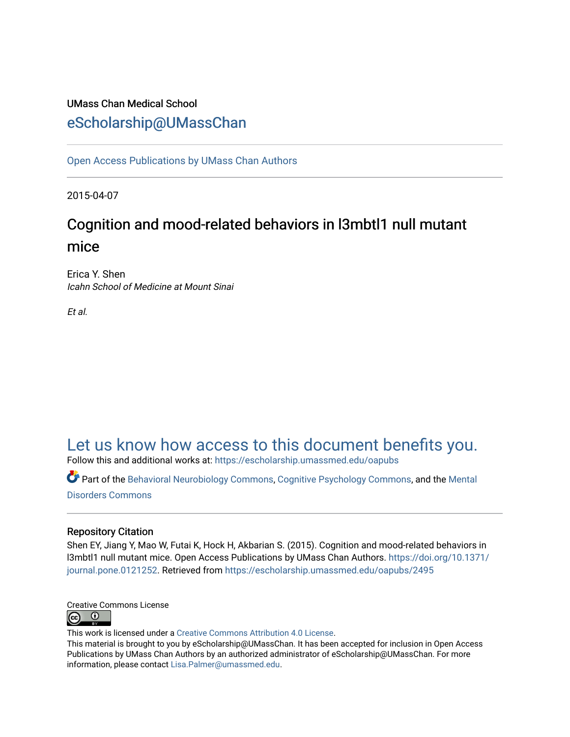UMass Chan Medical School

eScholarship@UMassChan

Open Access Publications by UMass Chan Authors

2015-04-07

# Cognition and mood-related behaviors in l3mbtl1 null mutant mice

Erica Y. Shen
*Icahn School of Medicine at Mount Sinai*

*Et al.*

Let us know how access to this document benefits you.

Follow this and additional works at: https://escholarship.umassmed.edu/oapubs

Part of the Behavioral Neurobiology Commons, Cognitive Psychology Commons, and the Mental Disorders Commons

## Repository Citation

Shen EY, Jiang Y, Mao W, Futai K, Hock H, Akbarian S. (2015). Cognition and mood-related behaviors in l3mbtl1 null mutant mice. Open Access Publications by UMass Chan Authors. https://doi.org/10.1371/journal.pone.0121252. Retrieved from https://escholarship.umassmed.edu/oapubs/2495

Creative Commons License

This work is licensed under a Creative Commons Attribution 4.0 License.
This material is brought to you by eScholarship@UMassChan. It has been accepted for inclusion in Open Access Publications by UMass Chan Authors by an authorized administrator of eScholarship@UMassChan. For more information, please contact Lisa.Palmer@umassmed.edu.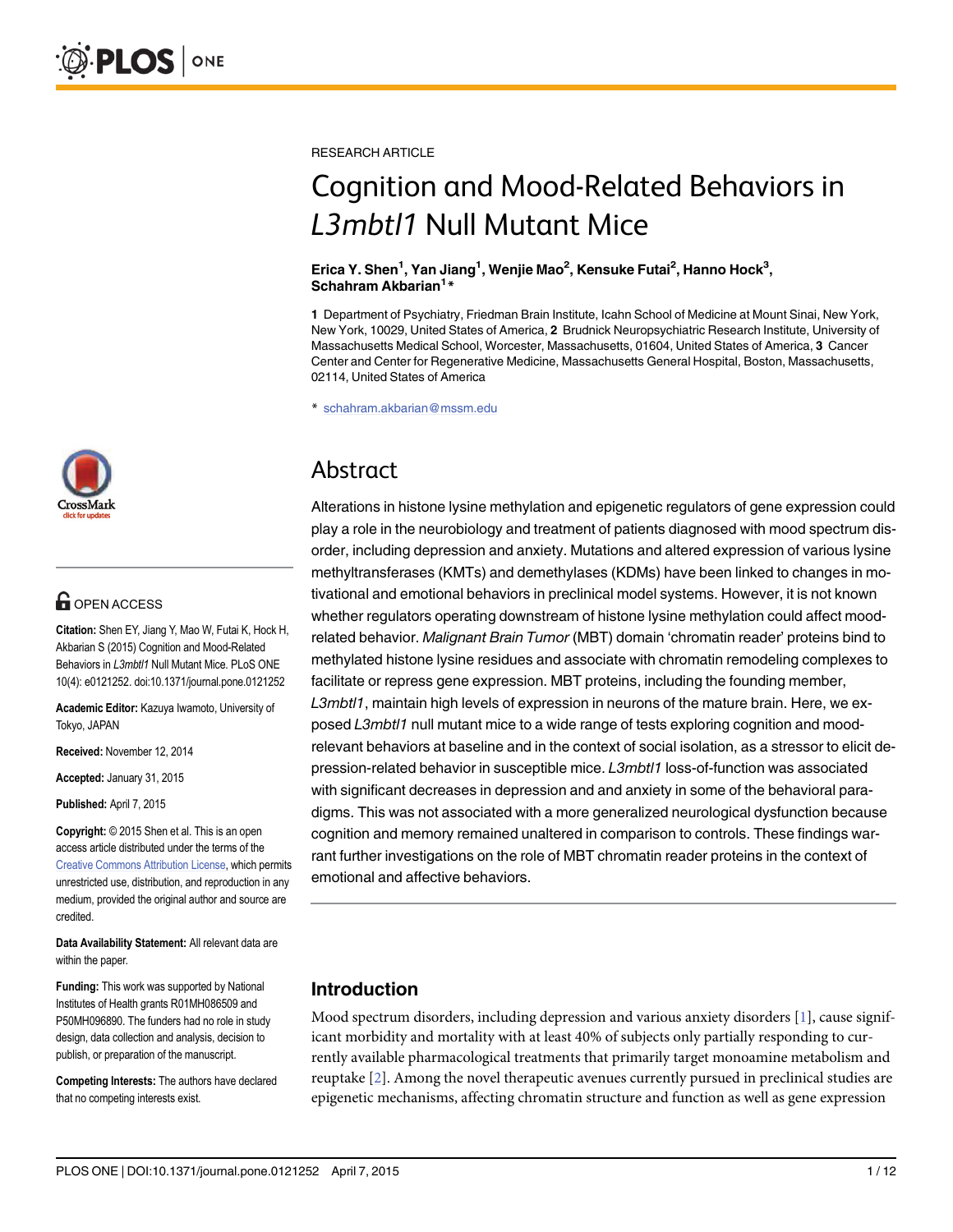RESEARCH ARTICLE

# Cognition and Mood-Related Behaviors in *L3mbtl1* Null Mutant Mice

**Erica Y. Shen[1], Yan Jiang[1], Wenjie Mao[2], Kensuke Futai[2], Hanno Hock[3], Schahram Akbarian[1]\***

**1** Department of Psychiatry, Friedman Brain Institute, Icahn School of Medicine at Mount Sinai, New York, New York, 10029, United States of America, **2** Brudnick Neuropsychiatric Research Institute, University of Massachusetts Medical School, Worcester, Massachusetts, 01604, United States of America, **3** Cancer Center and Center for Regenerative Medicine, Massachusetts General Hospital, Boston, Massachusetts, 02114, United States of America

\* schahram.akbarian@mssm.edu

OPEN ACCESS

**Citation:** Shen EY, Jiang Y, Mao W, Futai K, Hock H, Akbarian S (2015) Cognition and Mood-Related Behaviors in *L3mbtl1* Null Mutant Mice. PLoS ONE 10(4): e0121252. doi:10.1371/journal.pone.0121252

**Academic Editor:** Kazuya Iwamoto, University of Tokyo, JAPAN

**Received:** November 12, 2014

**Accepted:** January 31, 2015

**Published:** April 7, 2015

**Copyright:** © 2015 Shen et al. This is an open access article distributed under the terms of the Creative Commons Attribution License, which permits unrestricted use, distribution, and reproduction in any medium, provided the original author and source are credited.

**Data Availability Statement:** All relevant data are within the paper.

**Funding:** This work was supported by National Institutes of Health grants R01MH086509 and P50MH096890. The funders had no role in study design, data collection and analysis, decision to publish, or preparation of the manuscript.

**Competing Interests:** The authors have declared that no competing interests exist.

## Abstract

Alterations in histone lysine methylation and epigenetic regulators of gene expression could play a role in the neurobiology and treatment of patients diagnosed with mood spectrum disorder, including depression and anxiety. Mutations and altered expression of various lysine methyltransferases (KMTs) and demethylases (KDMs) have been linked to changes in motivational and emotional behaviors in preclinical model systems. However, it is not known whether regulators operating downstream of histone lysine methylation could affect mood-related behavior. *Malignant Brain Tumor* (MBT) domain 'chromatin reader' proteins bind to methylated histone lysine residues and associate with chromatin remodeling complexes to facilitate or repress gene expression. MBT proteins, including the founding member, *L3mbtl1*, maintain high levels of expression in neurons of the mature brain. Here, we exposed *L3mbtl1* null mutant mice to a wide range of tests exploring cognition and mood-relevant behaviors at baseline and in the context of social isolation, as a stressor to elicit depression-related behavior in susceptible mice. *L3mbtl1* loss-of-function was associated with significant decreases in depression and and anxiety in some of the behavioral paradigms. This was not associated with a more generalized neurological dysfunction because cognition and memory remained unaltered in comparison to controls. These findings warrant further investigations on the role of MBT chromatin reader proteins in the context of emotional and affective behaviors.

## Introduction

Mood spectrum disorders, including depression and various anxiety disorders [1], cause significant morbidity and mortality with at least 40% of subjects only partially responding to currently available pharmacological treatments that primarily target monoamine metabolism and reuptake [2]. Among the novel therapeutic avenues currently pursued in preclinical studies are epigenetic mechanisms, affecting chromatin structure and function as well as gene expression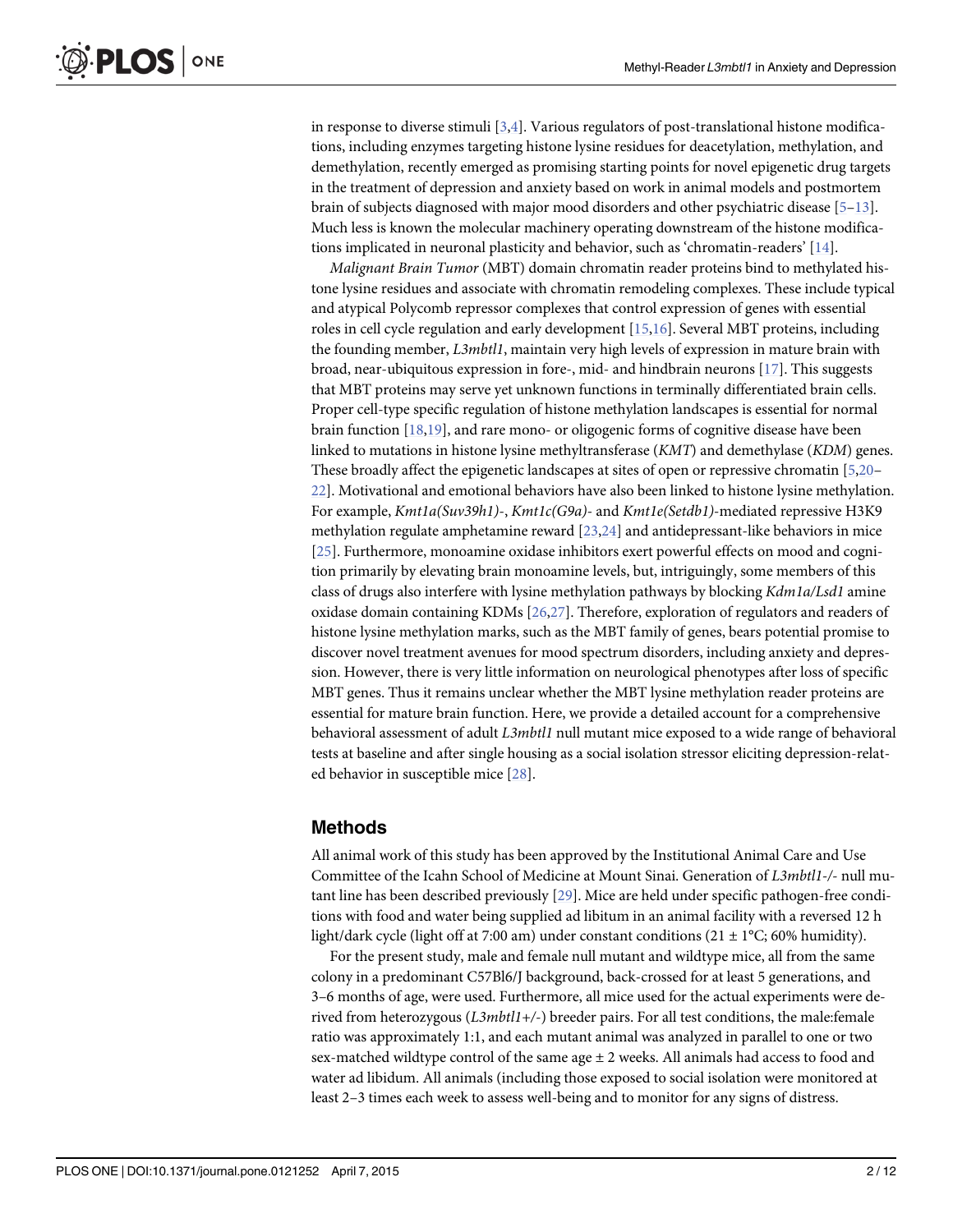in response to diverse stimuli [3,4]. Various regulators of post-translational histone modifications, including enzymes targeting histone lysine residues for deacetylation, methylation, and demethylation, recently emerged as promising starting points for novel epigenetic drug targets in the treatment of depression and anxiety based on work in animal models and postmortem brain of subjects diagnosed with major mood disorders and other psychiatric disease [5–13]. Much less is known the molecular machinery operating downstream of the histone modifications implicated in neuronal plasticity and behavior, such as 'chromatin-readers' [14].

*Malignant Brain Tumor* (MBT) domain chromatin reader proteins bind to methylated histone lysine residues and associate with chromatin remodeling complexes. These include typical and atypical Polycomb repressor complexes that control expression of genes with essential roles in cell cycle regulation and early development [15,16]. Several MBT proteins, including the founding member, *L3mbtl1*, maintain very high levels of expression in mature brain with broad, near-ubiquitous expression in fore-, mid- and hindbrain neurons [17]. This suggests that MBT proteins may serve yet unknown functions in terminally differentiated brain cells. Proper cell-type specific regulation of histone methylation landscapes is essential for normal brain function [18,19], and rare mono- or oligogenic forms of cognitive disease have been linked to mutations in histone lysine methyltransferase (*KMT*) and demethylase (*KDM*) genes. These broadly affect the epigenetic landscapes at sites of open or repressive chromatin [5,20–22]. Motivational and emotional behaviors have also been linked to histone lysine methylation. For example, *Kmt1a(Suv39h1)*-, *Kmt1c(G9a)*- and *Kmt1e(Setdb1)*-mediated repressive H3K9 methylation regulate amphetamine reward [23,24] and antidepressant-like behaviors in mice [25]. Furthermore, monoamine oxidase inhibitors exert powerful effects on mood and cognition primarily by elevating brain monoamine levels, but, intriguingly, some members of this class of drugs also interfere with lysine methylation pathways by blocking *Kdm1a/Lsd1* amine oxidase domain containing KDMs [26,27]. Therefore, exploration of regulators and readers of histone lysine methylation marks, such as the MBT family of genes, bears potential promise to discover novel treatment avenues for mood spectrum disorders, including anxiety and depression. However, there is very little information on neurological phenotypes after loss of specific MBT genes. Thus it remains unclear whether the MBT lysine methylation reader proteins are essential for mature brain function. Here, we provide a detailed account for a comprehensive behavioral assessment of adult *L3mbtl1* null mutant mice exposed to a wide range of behavioral tests at baseline and after single housing as a social isolation stressor eliciting depression-related behavior in susceptible mice [28].

## Methods

All animal work of this study has been approved by the Institutional Animal Care and Use Committee of the Icahn School of Medicine at Mount Sinai. Generation of *L3mbtl1*-/- null mutant line has been described previously [29]. Mice are held under specific pathogen-free conditions with food and water being supplied ad libitum in an animal facility with a reversed 12 h light/dark cycle (light off at 7:00 am) under constant conditions (21 ± 1°C; 60% humidity).

For the present study, male and female null mutant and wildtype mice, all from the same colony in a predominant C57Bl6/J background, back-crossed for at least 5 generations, and 3–6 months of age, were used. Furthermore, all mice used for the actual experiments were derived from heterozygous (*L3mbtl1*+/-) breeder pairs. For all test conditions, the male:female ratio was approximately 1:1, and each mutant animal was analyzed in parallel to one or two sex-matched wildtype control of the same age ± 2 weeks. All animals had access to food and water ad libidum. All animals (including those exposed to social isolation were monitored at least 2–3 times each week to assess well-being and to monitor for any signs of distress.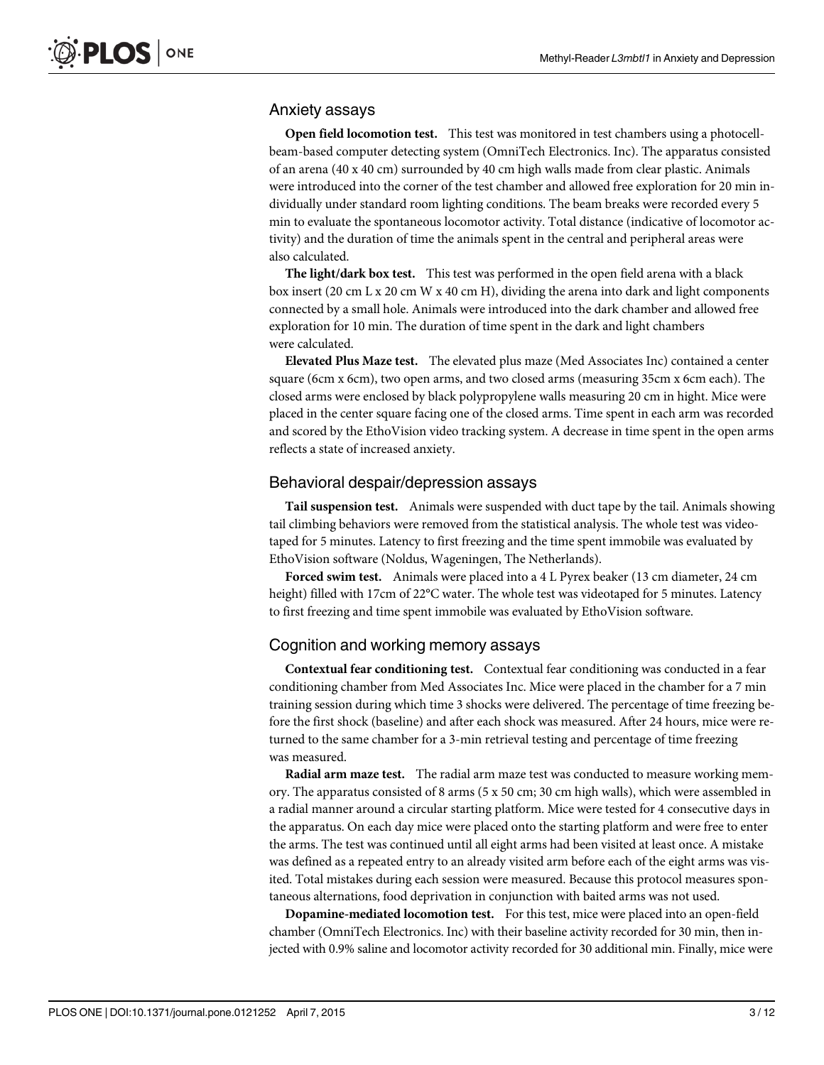## Anxiety assays

**Open field locomotion test.** This test was monitored in test chambers using a photocell-beam-based computer detecting system (OmniTech Electronics. Inc). The apparatus consisted of an arena (40 x 40 cm) surrounded by 40 cm high walls made from clear plastic. Animals were introduced into the corner of the test chamber and allowed free exploration for 20 min individually under standard room lighting conditions. The beam breaks were recorded every 5 min to evaluate the spontaneous locomotor activity. Total distance (indicative of locomotor activity) and the duration of time the animals spent in the central and peripheral areas were also calculated.

**The light/dark box test.** This test was performed in the open field arena with a black box insert (20 cm L x 20 cm W x 40 cm H), dividing the arena into dark and light components connected by a small hole. Animals were introduced into the dark chamber and allowed free exploration for 10 min. The duration of time spent in the dark and light chambers were calculated.

**Elevated Plus Maze test.** The elevated plus maze (Med Associates Inc) contained a center square (6cm x 6cm), two open arms, and two closed arms (measuring 35cm x 6cm each). The closed arms were enclosed by black polypropylene walls measuring 20 cm in hight. Mice were placed in the center square facing one of the closed arms. Time spent in each arm was recorded and scored by the EthoVision video tracking system. A decrease in time spent in the open arms reflects a state of increased anxiety.

## Behavioral despair/depression assays

**Tail suspension test.** Animals were suspended with duct tape by the tail. Animals showing tail climbing behaviors were removed from the statistical analysis. The whole test was videotaped for 5 minutes. Latency to first freezing and the time spent immobile was evaluated by EthoVision software (Noldus, Wageningen, The Netherlands).

**Forced swim test.** Animals were placed into a 4 L Pyrex beaker (13 cm diameter, 24 cm height) filled with 17cm of 22°C water. The whole test was videotaped for 5 minutes. Latency to first freezing and time spent immobile was evaluated by EthoVision software.

## Cognition and working memory assays

**Contextual fear conditioning test.** Contextual fear conditioning was conducted in a fear conditioning chamber from Med Associates Inc. Mice were placed in the chamber for a 7 min training session during which time 3 shocks were delivered. The percentage of time freezing before the first shock (baseline) and after each shock was measured. After 24 hours, mice were returned to the same chamber for a 3-min retrieval testing and percentage of time freezing was measured.

**Radial arm maze test.** The radial arm maze test was conducted to measure working memory. The apparatus consisted of 8 arms (5 x 50 cm; 30 cm high walls), which were assembled in a radial manner around a circular starting platform. Mice were tested for 4 consecutive days in the apparatus. On each day mice were placed onto the starting platform and were free to enter the arms. The test was continued until all eight arms had been visited at least once. A mistake was defined as a repeated entry to an already visited arm before each of the eight arms was visited. Total mistakes during each session were measured. Because this protocol measures spontaneous alternations, food deprivation in conjunction with baited arms was not used.

**Dopamine-mediated locomotion test.** For this test, mice were placed into an open-field chamber (OmniTech Electronics. Inc) with their baseline activity recorded for 30 min, then injected with 0.9% saline and locomotor activity recorded for 30 additional min. Finally, mice were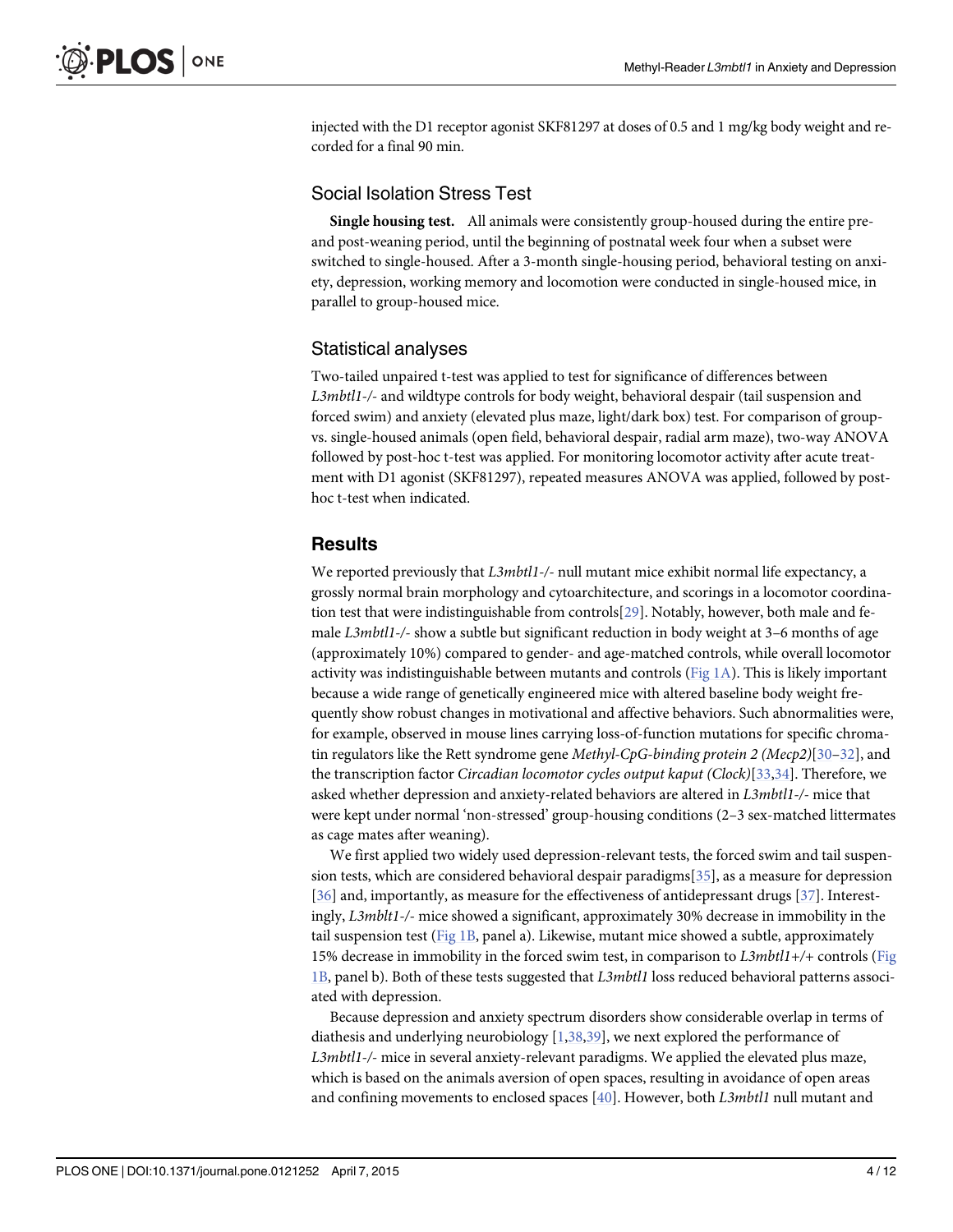injected with the D1 receptor agonist SKF81297 at doses of 0.5 and 1 mg/kg body weight and recorded for a final 90 min.

### Social Isolation Stress Test

**Single housing test.** All animals were consistently group-housed during the entire pre- and post-weaning period, until the beginning of postnatal week four when a subset were switched to single-housed. After a 3-month single-housing period, behavioral testing on anxiety, depression, working memory and locomotion were conducted in single-housed mice, in parallel to group-housed mice.

### Statistical analyses

Two-tailed unpaired t-test was applied to test for significance of differences between *L3mbtl1-/-* and wildtype controls for body weight, behavioral despair (tail suspension and forced swim) and anxiety (elevated plus maze, light/dark box) test. For comparison of group- vs. single-housed animals (open field, behavioral despair, radial arm maze), two-way ANOVA followed by post-hoc t-test was applied. For monitoring locomotor activity after acute treatment with D1 agonist (SKF81297), repeated measures ANOVA was applied, followed by post-hoc t-test when indicated.

## Results

We reported previously that *L3mbtl1-/-* null mutant mice exhibit normal life expectancy, a grossly normal brain morphology and cytoarchitecture, and scorings in a locomotor coordination test that were indistinguishable from controls[29]. Notably, however, both male and female *L3mbtl1-/-* show a subtle but significant reduction in body weight at 3–6 months of age (approximately 10%) compared to gender- and age-matched controls, while overall locomotor activity was indistinguishable between mutants and controls (Fig 1A). This is likely important because a wide range of genetically engineered mice with altered baseline body weight frequently show robust changes in motivational and affective behaviors. Such abnormalities were, for example, observed in mouse lines carrying loss-of-function mutations for specific chromatin regulators like the Rett syndrome gene *Methyl-CpG-binding protein 2 (Mecp2)*[30–32], and the transcription factor *Circadian locomotor cycles output kaput (Clock)*[33,34]. Therefore, we asked whether depression and anxiety-related behaviors are altered in *L3mbtl1-/-* mice that were kept under normal 'non-stressed' group-housing conditions (2–3 sex-matched littermates as cage mates after weaning).

We first applied two widely used depression-relevant tests, the forced swim and tail suspension tests, which are considered behavioral despair paradigms[35], as a measure for depression [36] and, importantly, as measure for the effectiveness of antidepressant drugs [37]. Interestingly, *L3mblt1-/-* mice showed a significant, approximately 30% decrease in immobility in the tail suspension test (Fig 1B, panel a). Likewise, mutant mice showed a subtle, approximately 15% decrease in immobility in the forced swim test, in comparison to *L3mbtl1+/+* controls (Fig 1B, panel b). Both of these tests suggested that *L3mbtl1* loss reduced behavioral patterns associated with depression.

Because depression and anxiety spectrum disorders show considerable overlap in terms of diathesis and underlying neurobiology [1,38,39], we next explored the performance of *L3mbtl1-/-* mice in several anxiety-relevant paradigms. We applied the elevated plus maze, which is based on the animals aversion of open spaces, resulting in avoidance of open areas and confining movements to enclosed spaces [40]. However, both *L3mbtl1* null mutant and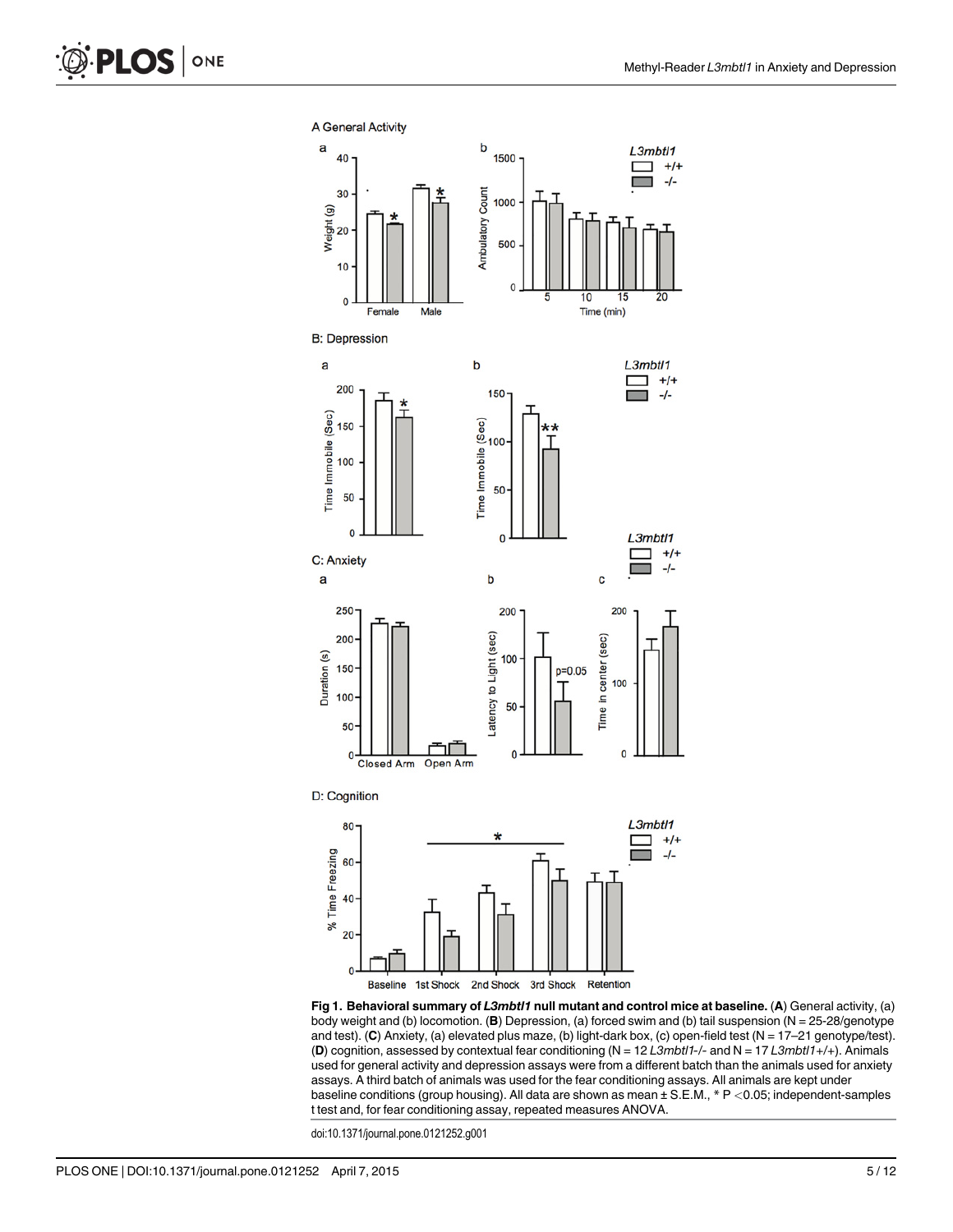**Fig 1. Behavioral summary of *L3mbtl1* null mutant and control mice at baseline.** (**A**) General activity, (a) body weight and (b) locomotion. (**B**) Depression, (a) forced swim and (b) tail suspension (N = 25-28/genotype and test). (**C**) Anxiety, (a) elevated plus maze, (b) light-dark box, (c) open-field test (N = 17–21 genotype/test). (**D**) cognition, assessed by contextual fear conditioning (N = 12 *L3mbtl1*-/- and N = 17 *L3mbtl1*+/+). Animals used for general activity and depression assays were from a different batch than the animals used for anxiety assays. A third batch of animals was used for the fear conditioning assays. All animals are kept under baseline conditions (group housing). All data are shown as mean ± S.E.M., * $P < 0.05$; independent-samples t test and, for fear conditioning assay, repeated measures ANOVA.

doi:10.1371/journal.pone.0121252.g001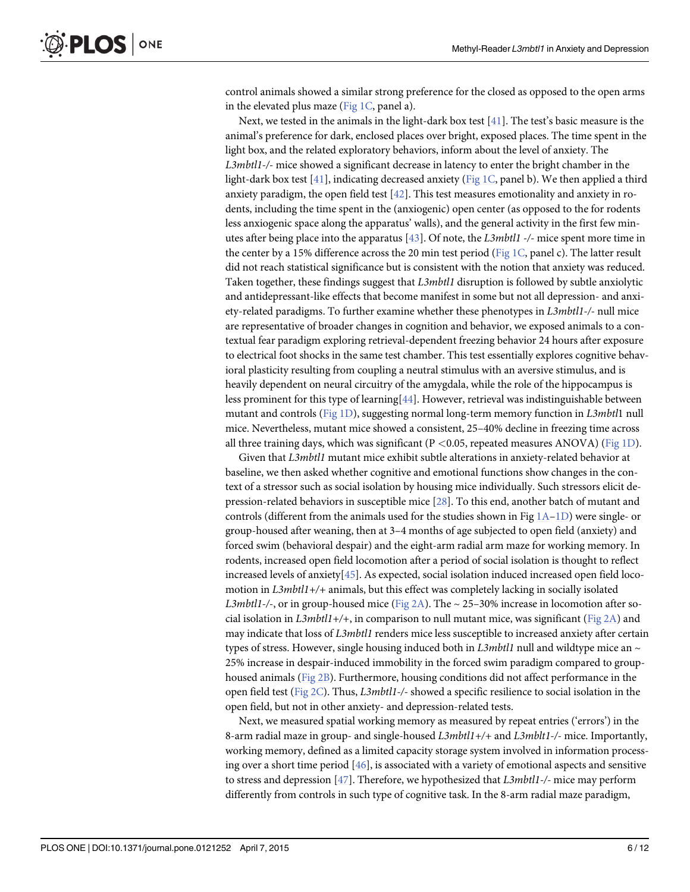control animals showed a similar strong preference for the closed as opposed to the open arms in the elevated plus maze (Fig 1C, panel a).

Next, we tested in the animals in the light-dark box test [41]. The test's basic measure is the animal's preference for dark, enclosed places over bright, exposed places. The time spent in the light box, and the related exploratory behaviors, inform about the level of anxiety. The *L3mbtl1*-/- mice showed a significant decrease in latency to enter the bright chamber in the light-dark box test [41], indicating decreased anxiety (Fig 1C, panel b). We then applied a third anxiety paradigm, the open field test [42]. This test measures emotionality and anxiety in rodents, including the time spent in the (anxiogenic) open center (as opposed to the for rodents less anxiogenic space along the apparatus' walls), and the general activity in the first few minutes after being place into the apparatus [43]. Of note, the *L3mbtl1* -/- mice spent more time in the center by a 15% difference across the 20 min test period (Fig 1C, panel c). The latter result did not reach statistical significance but is consistent with the notion that anxiety was reduced. Taken together, these findings suggest that *L3mbtl1* disruption is followed by subtle anxiolytic and antidepressant-like effects that become manifest in some but not all depression- and anxiety-related paradigms. To further examine whether these phenotypes in *L3mbtl1*-/- null mice are representative of broader changes in cognition and behavior, we exposed animals to a contextual fear paradigm exploring retrieval-dependent freezing behavior 24 hours after exposure to electrical foot shocks in the same test chamber. This test essentially explores cognitive behavioral plasticity resulting from coupling a neutral stimulus with an aversive stimulus, and is heavily dependent on neural circuitry of the amygdala, while the role of the hippocampus is less prominent for this type of learning[44]. However, retrieval was indistinguishable between mutant and controls (Fig 1D), suggesting normal long-term memory function in *L3mbtl*1 null mice. Nevertheless, mutant mice showed a consistent, 25–40% decline in freezing time across all three training days, which was significant ($P < 0.05$, repeated measures ANOVA) (Fig 1D).

Given that *L3mbtl1* mutant mice exhibit subtle alterations in anxiety-related behavior at baseline, we then asked whether cognitive and emotional functions show changes in the context of a stressor such as social isolation by housing mice individually. Such stressors elicit depression-related behaviors in susceptible mice [28]. To this end, another batch of mutant and controls (different from the animals used for the studies shown in Fig 1A–1D) were single- or group-housed after weaning, then at 3–4 months of age subjected to open field (anxiety) and forced swim (behavioral despair) and the eight-arm radial arm maze for working memory. In rodents, increased open field locomotion after a period of social isolation is thought to reflect increased levels of anxiety[45]. As expected, social isolation induced increased open field locomotion in *L3mbtl1*+/+ animals, but this effect was completely lacking in socially isolated *L3mbtl1*-/-, or in group-housed mice (Fig 2A). The ~ 25–30% increase in locomotion after social isolation in *L3mbtl1*+/+, in comparison to null mutant mice, was significant (Fig 2A) and may indicate that loss of *L3mbtl1* renders mice less susceptible to increased anxiety after certain types of stress. However, single housing induced both in *L3mbtl1* null and wildtype mice an ~ 25% increase in despair-induced immobility in the forced swim paradigm compared to group-housed animals (Fig 2B). Furthermore, housing conditions did not affect performance in the open field test (Fig 2C). Thus, *L3mbtl1*-/- showed a specific resilience to social isolation in the open field, but not in other anxiety- and depression-related tests.

Next, we measured spatial working memory as measured by repeat entries ('errors') in the 8-arm radial maze in group- and single-housed *L3mbtl1*+/+ and *L3mblt1*-/- mice. Importantly, working memory, defined as a limited capacity storage system involved in information processing over a short time period [46], is associated with a variety of emotional aspects and sensitive to stress and depression [47]. Therefore, we hypothesized that *L3mbtl1*-/- mice may perform differently from controls in such type of cognitive task. In the 8-arm radial maze paradigm,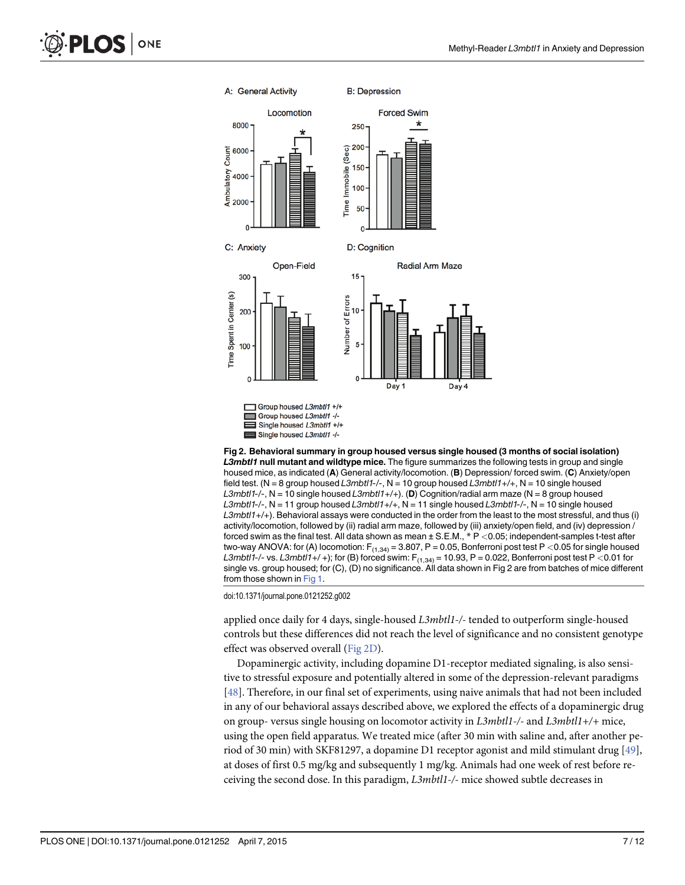Fig 2. Behavioral summary in group housed versus single housed (3 months of social isolation) *L3mbtl1* null mutant and wildtype mice. The figure summarizes the following tests in group and single housed mice, as indicated (**A**) General activity/locomotion. (**B**) Depression/ forced swim. (**C**) Anxiety/open field test. (N = 8 group housed *L3mbtl1*-/-, N = 10 group housed *L3mbtl1*+/+, N = 10 single housed *L3mbtl1*-/-, N = 10 single housed *L3mbtl1*+/+). (**D**) Cognition/radial arm maze (N = 8 group housed *L3mbtl1*-/-, N = 11 group housed *L3mbtl1*+/+, N = 11 single housed *L3mbtl1*-/-, N = 10 single housed *L3mbtl1*+/+). Behavioral assays were conducted in the order from the least to the most stressful, and thus (i) activity/locomotion, followed by (ii) radial arm maze, followed by (iii) anxiety/open field, and (iv) depression / forced swim as the final test. All data shown as mean ± S.E.M., * $P < 0.05$; independent-samples t-test after two-way ANOVA: for (A) locomotion: $F_{(1,34)} = 3.807$, $P = 0.05$, Bonferroni post test $P < 0.05$ for single housed *L3mbtl1*-/- vs. *L3mbtl1*+/ +); for (B) forced swim: $F_{(1,34)} = 10.93$, $P = 0.022$, Bonferroni post test $P < 0.01$ for single vs. group housed; for (C), (D) no significance. All data shown in Fig 2 are from batches of mice different from those shown in Fig 1.

doi:10.1371/journal.pone.0121252.g002

applied once daily for 4 days, single-housed *L3mbtl1*-/- tended to outperform single-housed controls but these differences did not reach the level of significance and no consistent genotype effect was observed overall (Fig 2D).

Dopaminergic activity, including dopamine D1-receptor mediated signaling, is also sensitive to stressful exposure and potentially altered in some of the depression-relevant paradigms [48]. Therefore, in our final set of experiments, using naive animals that had not been included in any of our behavioral assays described above, we explored the effects of a dopaminergic drug on group- versus single housing on locomotor activity in *L3mbtl1*-/- and *L3mbtl1*+/+ mice, using the open field apparatus. We treated mice (after 30 min with saline and, after another period of 30 min) with SKF81297, a dopamine D1 receptor agonist and mild stimulant drug [49], at doses of first 0.5 mg/kg and subsequently 1 mg/kg. Animals had one week of rest before receiving the second dose. In this paradigm, *L3mbtl1*-/- mice showed subtle decreases in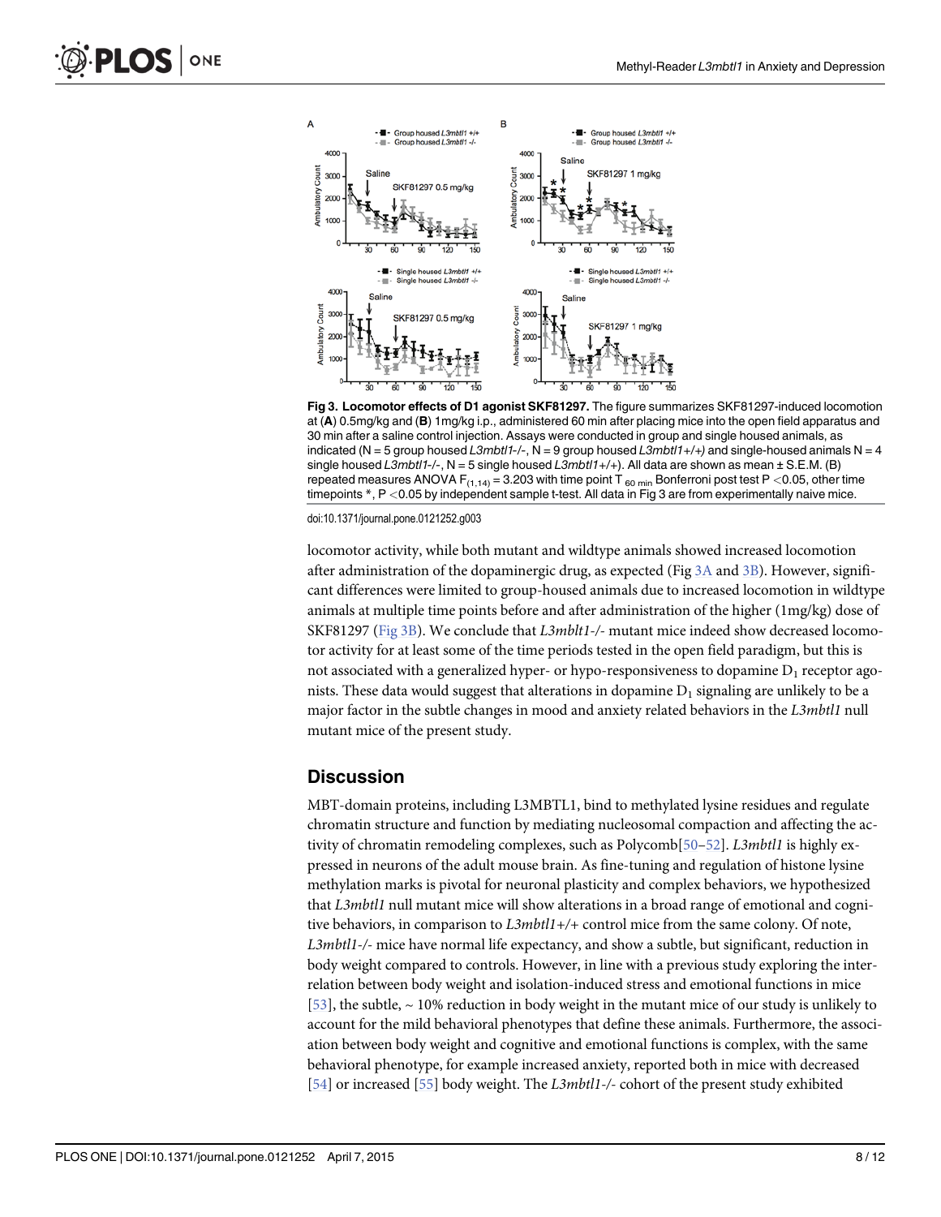**Fig 3. Locomotor effects of D1 agonist SKF81297.** The figure summarizes SKF81297-induced locomotion at (**A**) 0.5mg/kg and (**B**) 1mg/kg i.p., administered 60 min after placing mice into the open field apparatus and 30 min after a saline control injection. Assays were conducted in group and single housed animals, as indicated (N = 5 group housed *L3mbtl1*-/-, N = 9 group housed *L3mbtl1*+/+) and single-housed animals N = 4 single housed *L3mbtl1*-/-, N = 5 single housed *L3mbtl1*+/+). All data are shown as mean ± S.E.M. (B) repeated measures ANOVA $F_{(1,14)} = 3.203$ with time point $T_{60\ min}$ Bonferroni post test $P < 0.05$, other time timepoints *, $P < 0.05$ by independent sample t-test. All data in Fig 3 are from experimentally naive mice.

doi:10.1371/journal.pone.0121252.g003

locomotor activity, while both mutant and wildtype animals showed increased locomotion after administration of the dopaminergic drug, as expected (Fig 3A and 3B). However, significant differences were limited to group-housed animals due to increased locomotion in wildtype animals at multiple time points before and after administration of the higher (1mg/kg) dose of SKF81297 (Fig 3B). We conclude that *L3mblt1*-/- mutant mice indeed show decreased locomotor activity for at least some of the time periods tested in the open field paradigm, but this is not associated with a generalized hyper- or hypo-responsiveness to dopamine $D_1$ receptor agonists. These data would suggest that alterations in dopamine $D_1$ signaling are unlikely to be a major factor in the subtle changes in mood and anxiety related behaviors in the *L3mbtl1* null mutant mice of the present study.

## Discussion

MBT-domain proteins, including L3MBTL1, bind to methylated lysine residues and regulate chromatin structure and function by mediating nucleosomal compaction and affecting the activity of chromatin remodeling complexes, such as Polycomb[50–52]. *L3mbtl1* is highly expressed in neurons of the adult mouse brain. As fine-tuning and regulation of histone lysine methylation marks is pivotal for neuronal plasticity and complex behaviors, we hypothesized that *L3mbtl1* null mutant mice will show alterations in a broad range of emotional and cognitive behaviors, in comparison to *L3mbtl1*+/+ control mice from the same colony. Of note, *L3mbtl1*-/- mice have normal life expectancy, and show a subtle, but significant, reduction in body weight compared to controls. However, in line with a previous study exploring the interrelation between body weight and isolation-induced stress and emotional functions in mice [53], the subtle, ~ 10% reduction in body weight in the mutant mice of our study is unlikely to account for the mild behavioral phenotypes that define these animals. Furthermore, the association between body weight and cognitive and emotional functions is complex, with the same behavioral phenotype, for example increased anxiety, reported both in mice with decreased [54] or increased [55] body weight. The *L3mbtl1*-/- cohort of the present study exhibited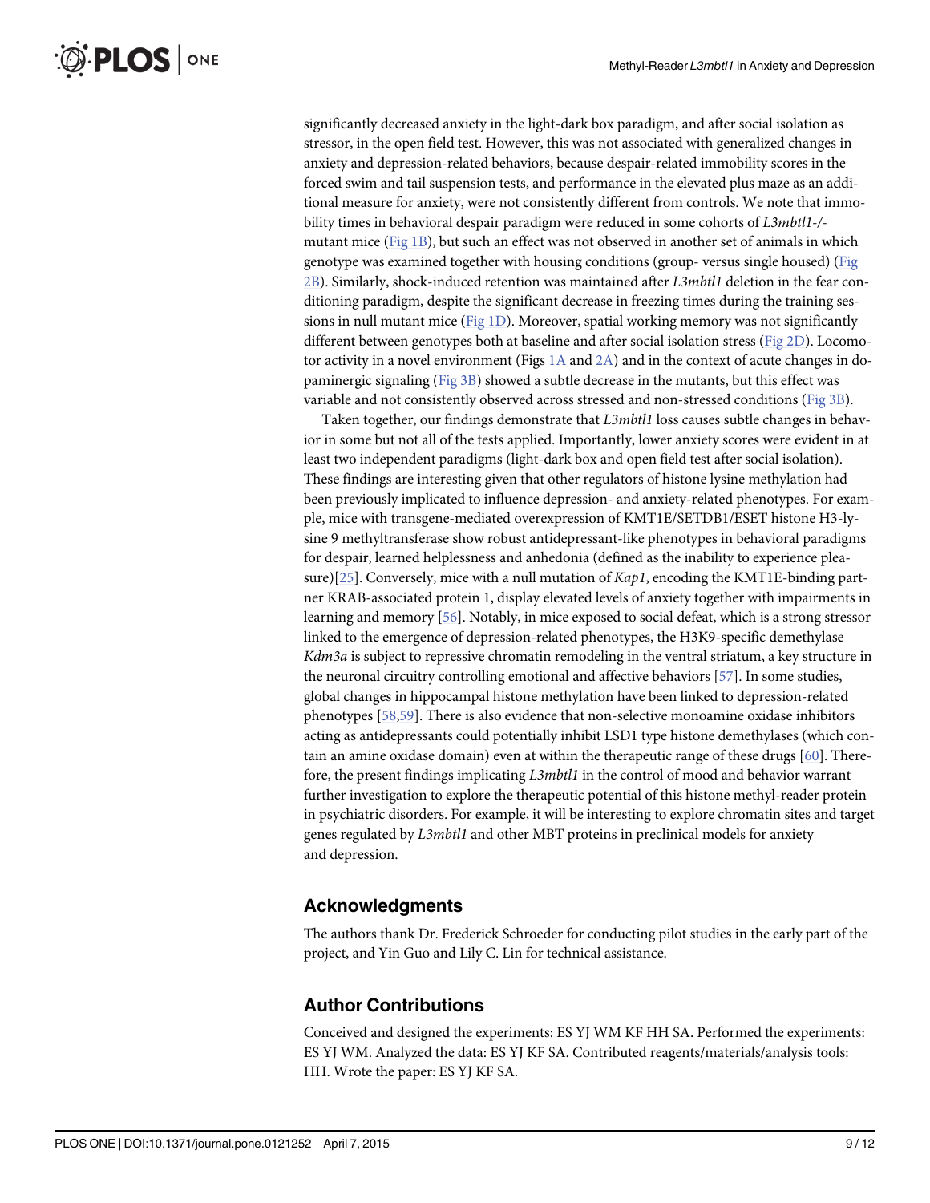significantly decreased anxiety in the light-dark box paradigm, and after social isolation as stressor, in the open field test. However, this was not associated with generalized changes in anxiety and depression-related behaviors, because despair-related immobility scores in the forced swim and tail suspension tests, and performance in the elevated plus maze as an additional measure for anxiety, were not consistently different from controls. We note that immobility times in behavioral despair paradigm were reduced in some cohorts of *L3mbtl1-/-* mutant mice (Fig 1B), but such an effect was not observed in another set of animals in which genotype was examined together with housing conditions (group- versus single housed) (Fig 2B). Similarly, shock-induced retention was maintained after *L3mbtl1* deletion in the fear conditioning paradigm, despite the significant decrease in freezing times during the training sessions in null mutant mice (Fig 1D). Moreover, spatial working memory was not significantly different between genotypes both at baseline and after social isolation stress (Fig 2D). Locomotor activity in a novel environment (Figs 1A and 2A) and in the context of acute changes in dopaminergic signaling (Fig 3B) showed a subtle decrease in the mutants, but this effect was variable and not consistently observed across stressed and non-stressed conditions (Fig 3B).

Taken together, our findings demonstrate that *L3mbtl1* loss causes subtle changes in behavior in some but not all of the tests applied. Importantly, lower anxiety scores were evident in at least two independent paradigms (light-dark box and open field test after social isolation). These findings are interesting given that other regulators of histone lysine methylation had been previously implicated to influence depression- and anxiety-related phenotypes. For example, mice with transgene-mediated overexpression of KMT1E/SETDB1/ESET histone H3-lysine 9 methyltransferase show robust antidepressant-like phenotypes in behavioral paradigms for despair, learned helplessness and anhedonia (defined as the inability to experience pleasure)[25]. Conversely, mice with a null mutation of *Kap1*, encoding the KMT1E-binding partner KRAB-associated protein 1, display elevated levels of anxiety together with impairments in learning and memory [56]. Notably, in mice exposed to social defeat, which is a strong stressor linked to the emergence of depression-related phenotypes, the H3K9-specific demethylase *Kdm3a* is subject to repressive chromatin remodeling in the ventral striatum, a key structure in the neuronal circuitry controlling emotional and affective behaviors [57]. In some studies, global changes in hippocampal histone methylation have been linked to depression-related phenotypes [58,59]. There is also evidence that non-selective monoamine oxidase inhibitors acting as antidepressants could potentially inhibit LSD1 type histone demethylases (which contain an amine oxidase domain) even at within the therapeutic range of these drugs [60]. Therefore, the present findings implicating *L3mbtl1* in the control of mood and behavior warrant further investigation to explore the therapeutic potential of this histone methyl-reader protein in psychiatric disorders. For example, it will be interesting to explore chromatin sites and target genes regulated by *L3mbtl1* and other MBT proteins in preclinical models for anxiety and depression.

## Acknowledgments

The authors thank Dr. Frederick Schroeder for conducting pilot studies in the early part of the project, and Yin Guo and Lily C. Lin for technical assistance.

## Author Contributions

Conceived and designed the experiments: ES YJ WM KF HH SA. Performed the experiments: ES YJ WM. Analyzed the data: ES YJ KF SA. Contributed reagents/materials/analysis tools: HH. Wrote the paper: ES YJ KF SA.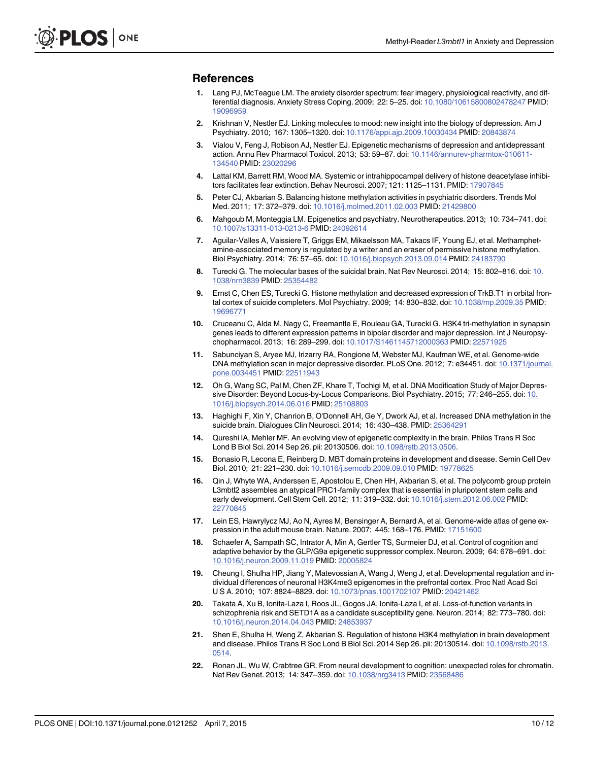## References

1. Lang PJ, McTeague LM. The anxiety disorder spectrum: fear imagery, physiological reactivity, and differential diagnosis. Anxiety Stress Coping. 2009; 22: 5–25. doi: 10.1080/10615800802478247 PMID: 19096959
2. Krishnan V, Nestler EJ. Linking molecules to mood: new insight into the biology of depression. Am J Psychiatry. 2010; 167: 1305–1320. doi: 10.1176/appi.ajp.2009.10030434 PMID: 20843874
3. Vialou V, Feng J, Robison AJ, Nestler EJ. Epigenetic mechanisms of depression and antidepressant action. Annu Rev Pharmacol Toxicol. 2013; 53: 59–87. doi: 10.1146/annurev-pharmtox-010611-134540 PMID: 23020296
4. Lattal KM, Barrett RM, Wood MA. Systemic or intrahippocampal delivery of histone deacetylase inhibitors facilitates fear extinction. Behav Neurosci. 2007; 121: 1125–1131. PMID: 17907845
5. Peter CJ, Akbarian S. Balancing histone methylation activities in psychiatric disorders. Trends Mol Med. 2011; 17: 372–379. doi: 10.1016/j.molmed.2011.02.003 PMID: 21429800
6. Mahgoub M, Monteggia LM. Epigenetics and psychiatry. Neurotherapeutics. 2013; 10: 734–741. doi: 10.1007/s13311-013-0213-6 PMID: 24092614
7. Aguilar-Valles A, Vaissiere T, Griggs EM, Mikaelsson MA, Takacs IF, Young EJ, et al. Methamphetamine-associated memory is regulated by a writer and an eraser of permissive histone methylation. Biol Psychiatry. 2014; 76: 57–65. doi: 10.1016/j.biopsych.2013.09.014 PMID: 24183790
8. Turecki G. The molecular bases of the suicidal brain. Nat Rev Neurosci. 2014; 15: 802–816. doi: 10.1038/nrn3839 PMID: 25354482
9. Ernst C, Chen ES, Turecki G. Histone methylation and decreased expression of TrkB.T1 in orbital frontal cortex of suicide completers. Mol Psychiatry. 2009; 14: 830–832. doi: 10.1038/mp.2009.35 PMID: 19696771
10. Cruceanu C, Alda M, Nagy C, Freemantle E, Rouleau GA, Turecki G. H3K4 tri-methylation in synapsin genes leads to different expression patterns in bipolar disorder and major depression. Int J Neuropsychopharmacol. 2013; 16: 289–299. doi: 10.1017/S1461145712000363 PMID: 22571925
11. Sabunciyan S, Aryee MJ, Irizarry RA, Rongione M, Webster MJ, Kaufman WE, et al. Genome-wide DNA methylation scan in major depressive disorder. PLoS One. 2012; 7: e34451. doi: 10.1371/journal.pone.0034451 PMID: 22511943
12. Oh G, Wang SC, Pal M, Chen ZF, Khare T, Tochigi M, et al. DNA Modification Study of Major Depressive Disorder: Beyond Locus-by-Locus Comparisons. Biol Psychiatry. 2015; 77: 246–255. doi: 10.1016/j.biopsych.2014.06.016 PMID: 25108803
13. Haghighi F, Xin Y, Chanrion B, O'Donnell AH, Ge Y, Dwork AJ, et al. Increased DNA methylation in the suicide brain. Dialogues Clin Neurosci. 2014; 16: 430–438. PMID: 25364291
14. Qureshi IA, Mehler MF. An evolving view of epigenetic complexity in the brain. Philos Trans R Soc Lond B Biol Sci. 2014 Sep 26. pii: 20130506. doi: 10.1098/rstb.2013.0506.
15. Bonasio R, Lecona E, Reinberg D. MBT domain proteins in development and disease. Semin Cell Dev Biol. 2010; 21: 221–230. doi: 10.1016/j.semcdb.2009.09.010 PMID: 19778625
16. Qin J, Whyte WA, Anderssen E, Apostolou E, Chen HH, Akbarian S, et al. The polycomb group protein L3mbtl2 assembles an atypical PRC1-family complex that is essential in pluripotent stem cells and early development. Cell Stem Cell. 2012; 11: 319–332. doi: 10.1016/j.stem.2012.06.002 PMID: 22770845
17. Lein ES, Hawrylycz MJ, Ao N, Ayres M, Bensinger A, Bernard A, et al. Genome-wide atlas of gene expression in the adult mouse brain. Nature. 2007; 445: 168–176. PMID: 17151600
18. Schaefer A, Sampath SC, Intrator A, Min A, Gertler TS, Surmeier DJ, et al. Control of cognition and adaptive behavior by the GLP/G9a epigenetic suppressor complex. Neuron. 2009; 64: 678–691. doi: 10.1016/j.neuron.2009.11.019 PMID: 20005824
19. Cheung I, Shulha HP, Jiang Y, Matevossian A, Wang J, Weng J, et al. Developmental regulation and individual differences of neuronal H3K4me3 epigenomes in the prefrontal cortex. Proc Natl Acad Sci U S A. 2010; 107: 8824–8829. doi: 10.1073/pnas.1001702107 PMID: 20421462
20. Takata A, Xu B, Ionita-Laza I, Roos JL, Gogos JA, Ionita-Laza I, et al. Loss-of-function variants in schizophrenia risk and SETD1A as a candidate susceptibility gene. Neuron. 2014; 82: 773–780. doi: 10.1016/j.neuron.2014.04.043 PMID: 24853937
21. Shen E, Shulha H, Weng Z, Akbarian S. Regulation of histone H3K4 methylation in brain development and disease. Philos Trans R Soc Lond B Biol Sci. 2014 Sep 26. pii: 20130514. doi: 10.1098/rstb.2013.0514.
22. Ronan JL, Wu W, Crabtree GR. From neural development to cognition: unexpected roles for chromatin. Nat Rev Genet. 2013; 14: 347–359. doi: 10.1038/nrg3413 PMID: 23568486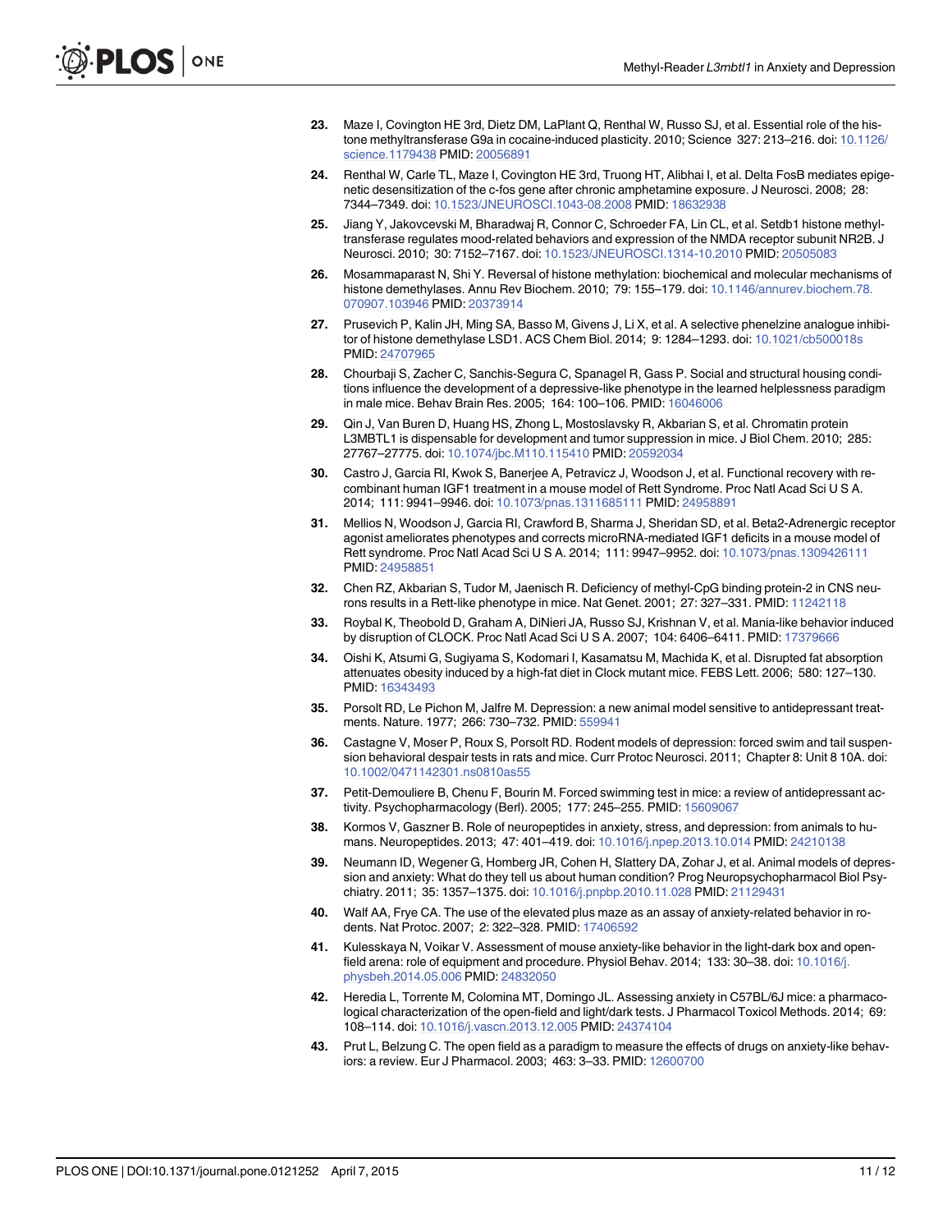23. Maze I, Covington HE 3rd, Dietz DM, LaPlant Q, Renthal W, Russo SJ, et al. Essential role of the histone methyltransferase G9a in cocaine-induced plasticity. 2010; Science 327: 213–216. doi: 10.1126/science.1179438 PMID: 20056891

24. Renthal W, Carle TL, Maze I, Covington HE 3rd, Truong HT, Alibhai I, et al. Delta FosB mediates epigenetic desensitization of the c-fos gene after chronic amphetamine exposure. J Neurosci. 2008; 28: 7344–7349. doi: 10.1523/JNEUROSCI.1043-08.2008 PMID: 18632938

25. Jiang Y, Jakovcevski M, Bharadwaj R, Connor C, Schroeder FA, Lin CL, et al. Setdb1 histone methyltransferase regulates mood-related behaviors and expression of the NMDA receptor subunit NR2B. J Neurosci. 2010; 30: 7152–7167. doi: 10.1523/JNEUROSCI.1314-10.2010 PMID: 20505083

26. Mosammaparast N, Shi Y. Reversal of histone methylation: biochemical and molecular mechanisms of histone demethylases. Annu Rev Biochem. 2010; 79: 155–179. doi: 10.1146/annurev.biochem.78.070907.103946 PMID: 20373914

27. Prusevich P, Kalin JH, Ming SA, Basso M, Givens J, Li X, et al. A selective phenelzine analogue inhibitor of histone demethylase LSD1. ACS Chem Biol. 2014; 9: 1284–1293. doi: 10.1021/cb500018s PMID: 24707965

28. Chourbaji S, Zacher C, Sanchis-Segura C, Spanagel R, Gass P. Social and structural housing conditions influence the development of a depressive-like phenotype in the learned helplessness paradigm in male mice. Behav Brain Res. 2005; 164: 100–106. PMID: 16046006

29. Qin J, Van Buren D, Huang HS, Zhong L, Mostoslavsky R, Akbarian S, et al. Chromatin protein L3MBTL1 is dispensable for development and tumor suppression in mice. J Biol Chem. 2010; 285: 27767–27775. doi: 10.1074/jbc.M110.115410 PMID: 20592034

30. Castro J, Garcia RI, Kwok S, Banerjee A, Petravicz J, Woodson J, et al. Functional recovery with recombinant human IGF1 treatment in a mouse model of Rett Syndrome. Proc Natl Acad Sci U S A. 2014; 111: 9941–9946. doi: 10.1073/pnas.1311685111 PMID: 24958891

31. Mellios N, Woodson J, Garcia RI, Crawford B, Sharma J, Sheridan SD, et al. Beta2-Adrenergic receptor agonist ameliorates phenotypes and corrects microRNA-mediated IGF1 deficits in a mouse model of Rett syndrome. Proc Natl Acad Sci U S A. 2014; 111: 9947–9952. doi: 10.1073/pnas.1309426111 PMID: 24958851

32. Chen RZ, Akbarian S, Tudor M, Jaenisch R. Deficiency of methyl-CpG binding protein-2 in CNS neurons results in a Rett-like phenotype in mice. Nat Genet. 2001; 27: 327–331. PMID: 11242118

33. Roybal K, Theobold D, Graham A, DiNieri JA, Russo SJ, Krishnan V, et al. Mania-like behavior induced by disruption of CLOCK. Proc Natl Acad Sci U S A. 2007; 104: 6406–6411. PMID: 17379666

34. Oishi K, Atsumi G, Sugiyama S, Kodomari I, Kasamatsu M, Machida K, et al. Disrupted fat absorption attenuates obesity induced by a high-fat diet in Clock mutant mice. FEBS Lett. 2006; 580: 127–130. PMID: 16343493

35. Porsolt RD, Le Pichon M, Jalfre M. Depression: a new animal model sensitive to antidepressant treatments. Nature. 1977; 266: 730–732. PMID: 559941

36. Castagne V, Moser P, Roux S, Porsolt RD. Rodent models of depression: forced swim and tail suspension behavioral despair tests in rats and mice. Curr Protoc Neurosci. 2011; Chapter 8: Unit 8 10A. doi: 10.1002/0471142301.ns0810as55

37. Petit-Demouliere B, Chenu F, Bourin M. Forced swimming test in mice: a review of antidepressant activity. Psychopharmacology (Berl). 2005; 177: 245–255. PMID: 15609067

38. Kormos V, Gaszner B. Role of neuropeptides in anxiety, stress, and depression: from animals to humans. Neuropeptides. 2013; 47: 401–419. doi: 10.1016/j.npep.2013.10.014 PMID: 24210138

39. Neumann ID, Wegener G, Homberg JR, Cohen H, Slattery DA, Zohar J, et al. Animal models of depression and anxiety: What do they tell us about human condition? Prog Neuropsychopharmacol Biol Psychiatry. 2011; 35: 1357–1375. doi: 10.1016/j.pnpbp.2010.11.028 PMID: 21129431

40. Walf AA, Frye CA. The use of the elevated plus maze as an assay of anxiety-related behavior in rodents. Nat Protoc. 2007; 2: 322–328. PMID: 17406592

41. Kulesskaya N, Voikar V. Assessment of mouse anxiety-like behavior in the light-dark box and open-field arena: role of equipment and procedure. Physiol Behav. 2014; 133: 30–38. doi: 10.1016/j.physbeh.2014.05.006 PMID: 24832050

42. Heredia L, Torrente M, Colomina MT, Domingo JL. Assessing anxiety in C57BL/6J mice: a pharmacological characterization of the open-field and light/dark tests. J Pharmacol Toxicol Methods. 2014; 69: 108–114. doi: 10.1016/j.vascn.2013.12.005 PMID: 24374104

43. Prut L, Belzung C. The open field as a paradigm to measure the effects of drugs on anxiety-like behaviors: a review. Eur J Pharmacol. 2003; 463: 3–33. PMID: 12600700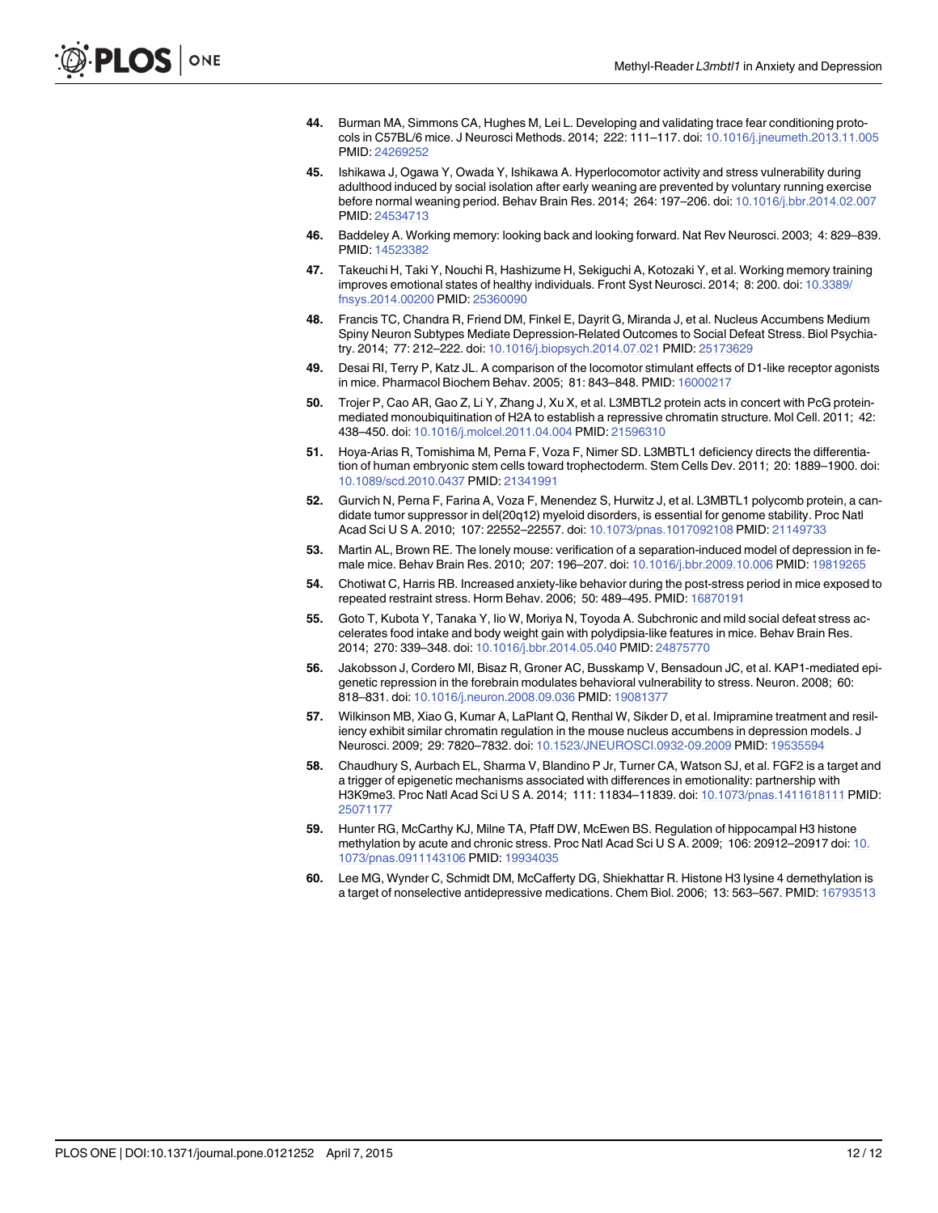44. Burman MA, Simmons CA, Hughes M, Lei L. Developing and validating trace fear conditioning protocols in C57BL/6 mice. J Neurosci Methods. 2014; 222: 111–117. doi: 10.1016/j.jneumeth.2013.11.005 PMID: 24269252

45. Ishikawa J, Ogawa Y, Owada Y, Ishikawa A. Hyperlocomotor activity and stress vulnerability during adulthood induced by social isolation after early weaning are prevented by voluntary running exercise before normal weaning period. Behav Brain Res. 2014; 264: 197–206. doi: 10.1016/j.bbr.2014.02.007 PMID: 24534713

46. Baddeley A. Working memory: looking back and looking forward. Nat Rev Neurosci. 2003; 4: 829–839. PMID: 14523382

47. Takeuchi H, Taki Y, Nouchi R, Hashizume H, Sekiguchi A, Kotozaki Y, et al. Working memory training improves emotional states of healthy individuals. Front Syst Neurosci. 2014; 8: 200. doi: 10.3389/fnsys.2014.00200 PMID: 25360090

48. Francis TC, Chandra R, Friend DM, Finkel E, Dayrit G, Miranda J, et al. Nucleus Accumbens Medium Spiny Neuron Subtypes Mediate Depression-Related Outcomes to Social Defeat Stress. Biol Psychiatry. 2014; 77: 212–222. doi: 10.1016/j.biopsych.2014.07.021 PMID: 25173629

49. Desai RI, Terry P, Katz JL. A comparison of the locomotor stimulant effects of D1-like receptor agonists in mice. Pharmacol Biochem Behav. 2005; 81: 843–848. PMID: 16000217

50. Trojer P, Cao AR, Gao Z, Li Y, Zhang J, Xu X, et al. L3MBTL2 protein acts in concert with PcG protein-mediated monoubiquitination of H2A to establish a repressive chromatin structure. Mol Cell. 2011; 42: 438–450. doi: 10.1016/j.molcel.2011.04.004 PMID: 21596310

51. Hoya-Arias R, Tomishima M, Perna F, Voza F, Nimer SD. L3MBTL1 deficiency directs the differentiation of human embryonic stem cells toward trophectoderm. Stem Cells Dev. 2011; 20: 1889–1900. doi: 10.1089/scd.2010.0437 PMID: 21341991

52. Gurvich N, Perna F, Farina A, Voza F, Menendez S, Hurwitz J, et al. L3MBTL1 polycomb protein, a candidate tumor suppressor in del(20q12) myeloid disorders, is essential for genome stability. Proc Natl Acad Sci U S A. 2010; 107: 22552–22557. doi: 10.1073/pnas.1017092108 PMID: 21149733

53. Martin AL, Brown RE. The lonely mouse: verification of a separation-induced model of depression in female mice. Behav Brain Res. 2010; 207: 196–207. doi: 10.1016/j.bbr.2009.10.006 PMID: 19819265

54. Chotiwat C, Harris RB. Increased anxiety-like behavior during the post-stress period in mice exposed to repeated restraint stress. Horm Behav. 2006; 50: 489–495. PMID: 16870191

55. Goto T, Kubota Y, Tanaka Y, Iio W, Moriya N, Toyoda A. Subchronic and mild social defeat stress accelerates food intake and body weight gain with polydipsia-like features in mice. Behav Brain Res. 2014; 270: 339–348. doi: 10.1016/j.bbr.2014.05.040 PMID: 24875770

56. Jakobsson J, Cordero MI, Bisaz R, Groner AC, Busskamp V, Bensadoun JC, et al. KAP1-mediated epigenetic repression in the forebrain modulates behavioral vulnerability to stress. Neuron. 2008; 60: 818–831. doi: 10.1016/j.neuron.2008.09.036 PMID: 19081377

57. Wilkinson MB, Xiao G, Kumar A, LaPlant Q, Renthal W, Sikder D, et al. Imipramine treatment and resiliency exhibit similar chromatin regulation in the mouse nucleus accumbens in depression models. J Neurosci. 2009; 29: 7820–7832. doi: 10.1523/JNEUROSCI.0932-09.2009 PMID: 19535594

58. Chaudhury S, Aurbach EL, Sharma V, Blandino P Jr, Turner CA, Watson SJ, et al. FGF2 is a target and a trigger of epigenetic mechanisms associated with differences in emotionality: partnership with H3K9me3. Proc Natl Acad Sci U S A. 2014; 111: 11834–11839. doi: 10.1073/pnas.1411618111 PMID: 25071177

59. Hunter RG, McCarthy KJ, Milne TA, Pfaff DW, McEwen BS. Regulation of hippocampal H3 histone methylation by acute and chronic stress. Proc Natl Acad Sci U S A. 2009; 106: 20912–20917 doi: 10.1073/pnas.0911143106 PMID: 19934035

60. Lee MG, Wynder C, Schmidt DM, McCafferty DG, Shiekhattar R. Histone H3 lysine 4 demethylation is a target of nonselective antidepressive medications. Chem Biol. 2006; 13: 563–567. PMID: 16793513